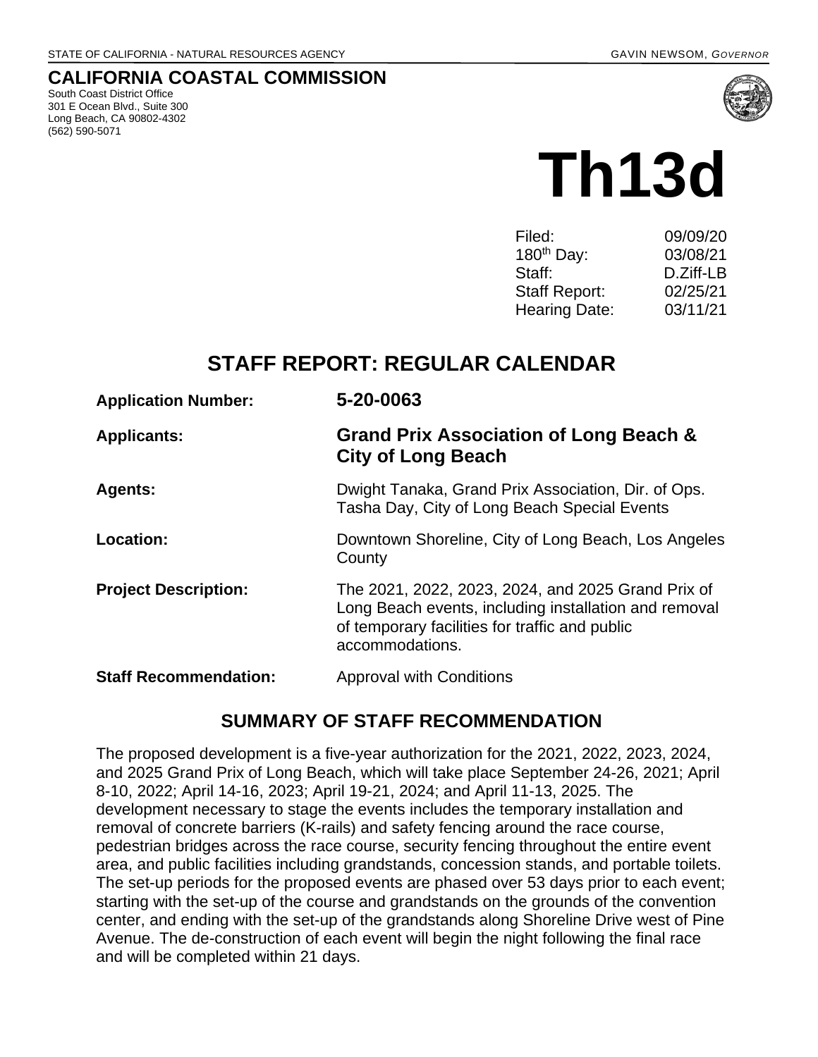STATE OF CALIFORNIA - NATURAL RESOURCES AGENCY GAVIN NEWSOM, *GOVERNOR*

# CALIFORNIA COASTAL COMMISSION

South Coast District Office
301 E Ocean Blvd., Suite 300
Long Beach, CA 90802-4302
(562) 590-5071

# Th13d

| | |
|---|---|
| Filed: | 09/09/20 |
| 180th Day: | 03/08/21 |
| Staff: | D.Ziff-LB |
| Staff Report: | 02/25/21 |
| Hearing Date: | 03/11/21 |

## STAFF REPORT: REGULAR CALENDAR

| | |
|---|---|
| **Application Number:** | **5-20-0063** |
| **Applicants:** | **Grand Prix Association of Long Beach & City of Long Beach** |
| **Agents:** | Dwight Tanaka, Grand Prix Association, Dir. of Ops.<br>Tasha Day, City of Long Beach Special Events |
| **Location:** | Downtown Shoreline, City of Long Beach, Los Angeles County |
| **Project Description:** | The 2021, 2022, 2023, 2024, and 2025 Grand Prix of Long Beach events, including installation and removal of temporary facilities for traffic and public accommodations. |
| **Staff Recommendation:** | Approval with Conditions |

## SUMMARY OF STAFF RECOMMENDATION

The proposed development is a five-year authorization for the 2021, 2022, 2023, 2024, and 2025 Grand Prix of Long Beach, which will take place September 24-26, 2021; April 8-10, 2022; April 14-16, 2023; April 19-21, 2024; and April 11-13, 2025. The development necessary to stage the events includes the temporary installation and removal of concrete barriers (K-rails) and safety fencing around the race course, pedestrian bridges across the race course, security fencing throughout the entire event area, and public facilities including grandstands, concession stands, and portable toilets. The set-up periods for the proposed events are phased over 53 days prior to each event; starting with the set-up of the course and grandstands on the grounds of the convention center, and ending with the set-up of the grandstands along Shoreline Drive west of Pine Avenue. The de-construction of each event will begin the night following the final race and will be completed within 21 days.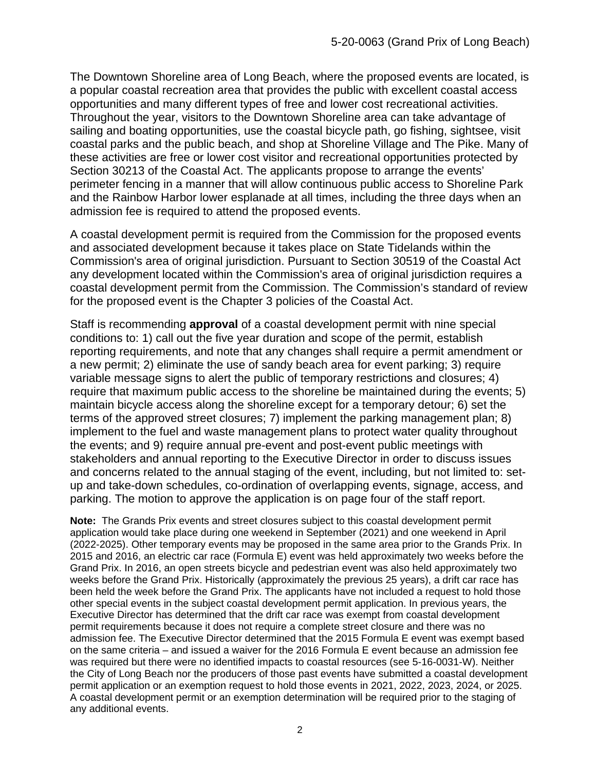The Downtown Shoreline area of Long Beach, where the proposed events are located, is a popular coastal recreation area that provides the public with excellent coastal access opportunities and many different types of free and lower cost recreational activities. Throughout the year, visitors to the Downtown Shoreline area can take advantage of sailing and boating opportunities, use the coastal bicycle path, go fishing, sightsee, visit coastal parks and the public beach, and shop at Shoreline Village and The Pike. Many of these activities are free or lower cost visitor and recreational opportunities protected by Section 30213 of the Coastal Act. The applicants propose to arrange the events' perimeter fencing in a manner that will allow continuous public access to Shoreline Park and the Rainbow Harbor lower esplanade at all times, including the three days when an admission fee is required to attend the proposed events.

A coastal development permit is required from the Commission for the proposed events and associated development because it takes place on State Tidelands within the Commission's area of original jurisdiction. Pursuant to Section 30519 of the Coastal Act any development located within the Commission's area of original jurisdiction requires a coastal development permit from the Commission. The Commission's standard of review for the proposed event is the Chapter 3 policies of the Coastal Act.

Staff is recommending **approval** of a coastal development permit with nine special conditions to: 1) call out the five year duration and scope of the permit, establish reporting requirements, and note that any changes shall require a permit amendment or a new permit; 2) eliminate the use of sandy beach area for event parking; 3) require variable message signs to alert the public of temporary restrictions and closures; 4) require that maximum public access to the shoreline be maintained during the events; 5) maintain bicycle access along the shoreline except for a temporary detour; 6) set the terms of the approved street closures; 7) implement the parking management plan; 8) implement to the fuel and waste management plans to protect water quality throughout the events; and 9) require annual pre-event and post-event public meetings with stakeholders and annual reporting to the Executive Director in order to discuss issues and concerns related to the annual staging of the event, including, but not limited to: set-up and take-down schedules, co-ordination of overlapping events, signage, access, and parking. The motion to approve the application is on page four of the staff report.

**Note:** The Grands Prix events and street closures subject to this coastal development permit application would take place during one weekend in September (2021) and one weekend in April (2022-2025). Other temporary events may be proposed in the same area prior to the Grands Prix. In 2015 and 2016, an electric car race (Formula E) event was held approximately two weeks before the Grand Prix. In 2016, an open streets bicycle and pedestrian event was also held approximately two weeks before the Grand Prix. Historically (approximately the previous 25 years), a drift car race has been held the week before the Grand Prix. The applicants have not included a request to hold those other special events in the subject coastal development permit application. In previous years, the Executive Director has determined that the drift car race was exempt from coastal development permit requirements because it does not require a complete street closure and there was no admission fee. The Executive Director determined that the 2015 Formula E event was exempt based on the same criteria – and issued a waiver for the 2016 Formula E event because an admission fee was required but there were no identified impacts to coastal resources (see 5-16-0031-W). Neither the City of Long Beach nor the producers of those past events have submitted a coastal development permit application or an exemption request to hold those events in 2021, 2022, 2023, 2024, or 2025. A coastal development permit or an exemption determination will be required prior to the staging of any additional events.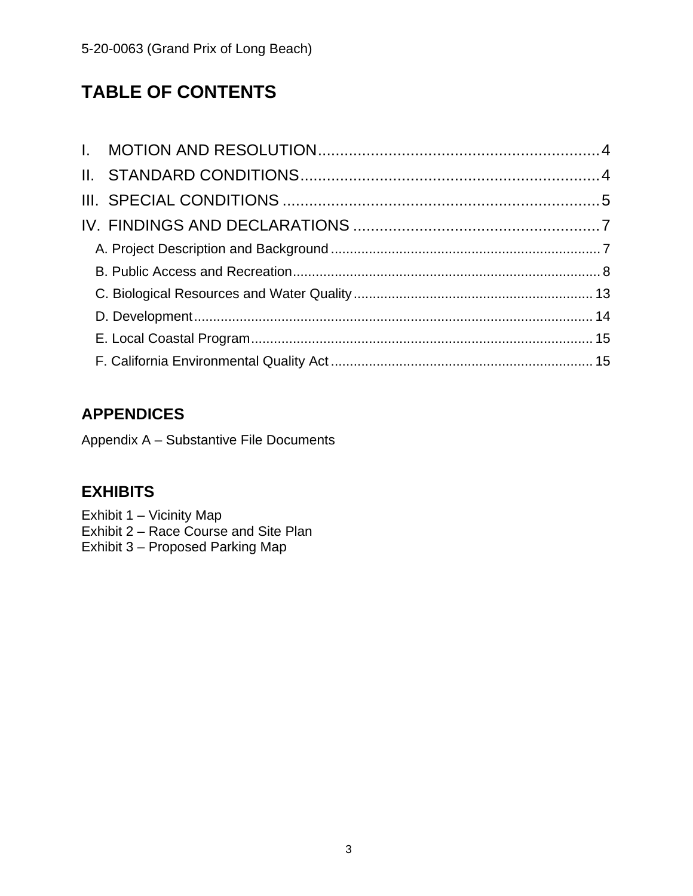# TABLE OF CONTENTS

I. MOTION AND RESOLUTION .......... 4
II. STANDARD CONDITIONS .......... 4
III. SPECIAL CONDITIONS .......... 5
IV. FINDINGS AND DECLARATIONS .......... 7
  A. Project Description and Background .......... 7
  B. Public Access and Recreation .......... 8
  C. Biological Resources and Water Quality .......... 13
  D. Development .......... 14
  E. Local Coastal Program .......... 15
  F. California Environmental Quality Act .......... 15

## APPENDICES

Appendix A – Substantive File Documents

## EXHIBITS

Exhibit 1 – Vicinity Map
Exhibit 2 – Race Course and Site Plan
Exhibit 3 – Proposed Parking Map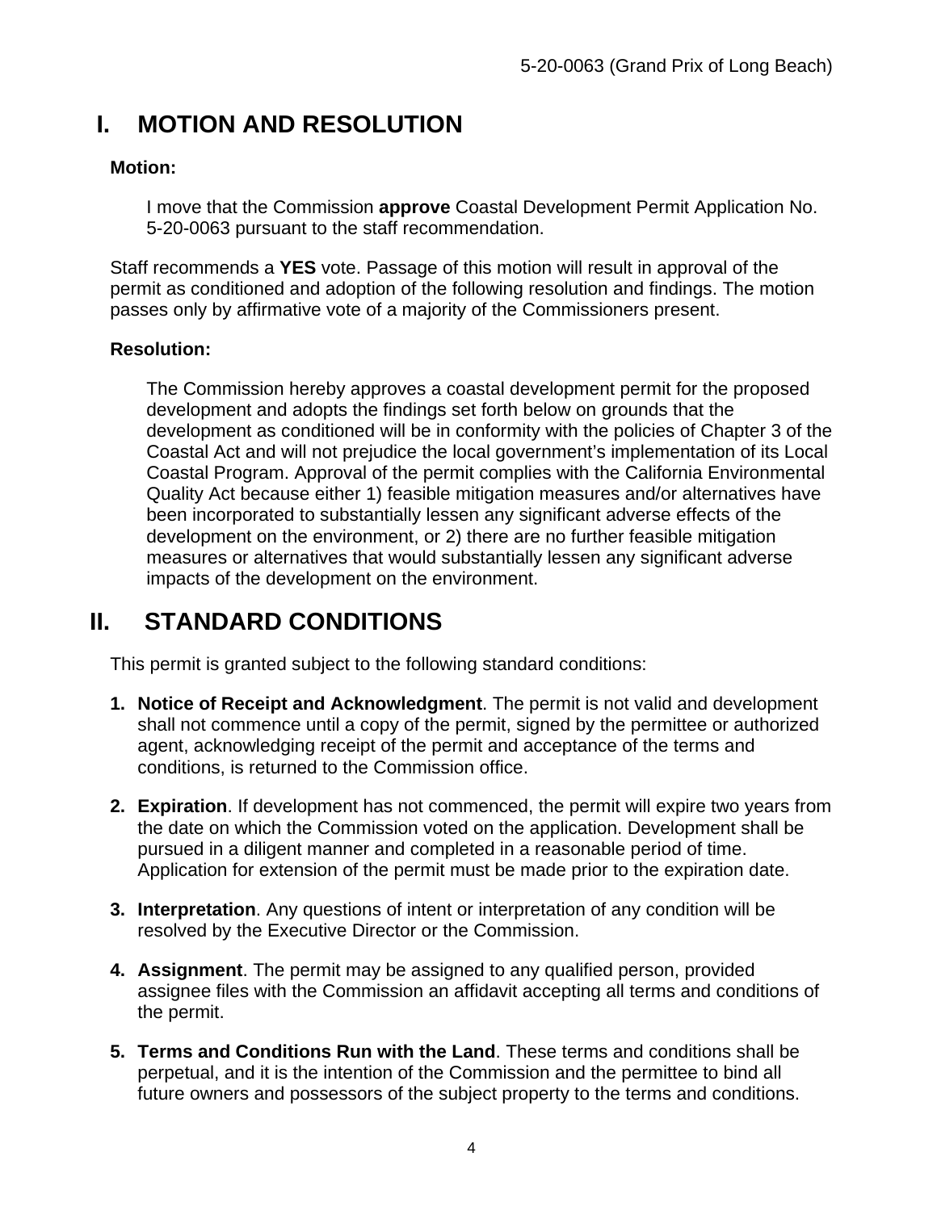# I. MOTION AND RESOLUTION

**Motion:**

I move that the Commission **approve** Coastal Development Permit Application No. 5-20-0063 pursuant to the staff recommendation.

Staff recommends a **YES** vote. Passage of this motion will result in approval of the permit as conditioned and adoption of the following resolution and findings. The motion passes only by affirmative vote of a majority of the Commissioners present.

**Resolution:**

The Commission hereby approves a coastal development permit for the proposed development and adopts the findings set forth below on grounds that the development as conditioned will be in conformity with the policies of Chapter 3 of the Coastal Act and will not prejudice the local government's implementation of its Local Coastal Program. Approval of the permit complies with the California Environmental Quality Act because either 1) feasible mitigation measures and/or alternatives have been incorporated to substantially lessen any significant adverse effects of the development on the environment, or 2) there are no further feasible mitigation measures or alternatives that would substantially lessen any significant adverse impacts of the development on the environment.

# II. STANDARD CONDITIONS

This permit is granted subject to the following standard conditions:

1. **Notice of Receipt and Acknowledgment**. The permit is not valid and development shall not commence until a copy of the permit, signed by the permittee or authorized agent, acknowledging receipt of the permit and acceptance of the terms and conditions, is returned to the Commission office.

2. **Expiration**. If development has not commenced, the permit will expire two years from the date on which the Commission voted on the application. Development shall be pursued in a diligent manner and completed in a reasonable period of time. Application for extension of the permit must be made prior to the expiration date.

3. **Interpretation**. Any questions of intent or interpretation of any condition will be resolved by the Executive Director or the Commission.

4. **Assignment**. The permit may be assigned to any qualified person, provided assignee files with the Commission an affidavit accepting all terms and conditions of the permit.

5. **Terms and Conditions Run with the Land**. These terms and conditions shall be perpetual, and it is the intention of the Commission and the permittee to bind all future owners and possessors of the subject property to the terms and conditions.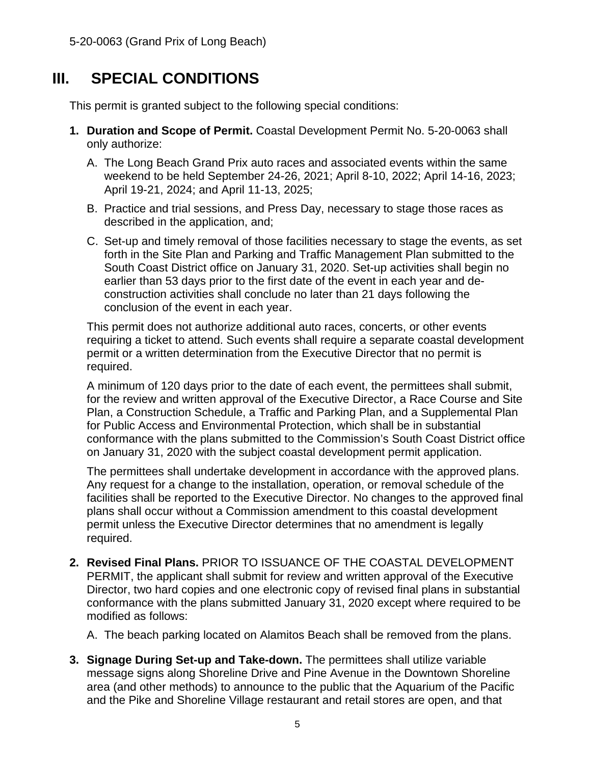# III. SPECIAL CONDITIONS

This permit is granted subject to the following special conditions:

1. **Duration and Scope of Permit.** Coastal Development Permit No. 5-20-0063 shall only authorize:

   A. The Long Beach Grand Prix auto races and associated events within the same weekend to be held September 24-26, 2021; April 8-10, 2022; April 14-16, 2023; April 19-21, 2024; and April 11-13, 2025;

   B. Practice and trial sessions, and Press Day, necessary to stage those races as described in the application, and;

   C. Set-up and timely removal of those facilities necessary to stage the events, as set forth in the Site Plan and Parking and Traffic Management Plan submitted to the South Coast District office on January 31, 2020. Set-up activities shall begin no earlier than 53 days prior to the first date of the event in each year and de-construction activities shall conclude no later than 21 days following the conclusion of the event in each year.

   This permit does not authorize additional auto races, concerts, or other events requiring a ticket to attend. Such events shall require a separate coastal development permit or a written determination from the Executive Director that no permit is required.

   A minimum of 120 days prior to the date of each event, the permittees shall submit, for the review and written approval of the Executive Director, a Race Course and Site Plan, a Construction Schedule, a Traffic and Parking Plan, and a Supplemental Plan for Public Access and Environmental Protection, which shall be in substantial conformance with the plans submitted to the Commission's South Coast District office on January 31, 2020 with the subject coastal development permit application.

   The permittees shall undertake development in accordance with the approved plans. Any request for a change to the installation, operation, or removal schedule of the facilities shall be reported to the Executive Director. No changes to the approved final plans shall occur without a Commission amendment to this coastal development permit unless the Executive Director determines that no amendment is legally required.

2. **Revised Final Plans.** PRIOR TO ISSUANCE OF THE COASTAL DEVELOPMENT PERMIT, the applicant shall submit for review and written approval of the Executive Director, two hard copies and one electronic copy of revised final plans in substantial conformance with the plans submitted January 31, 2020 except where required to be modified as follows:

   A. The beach parking located on Alamitos Beach shall be removed from the plans.

3. **Signage During Set-up and Take-down.** The permittees shall utilize variable message signs along Shoreline Drive and Pine Avenue in the Downtown Shoreline area (and other methods) to announce to the public that the Aquarium of the Pacific and the Pike and Shoreline Village restaurant and retail stores are open, and that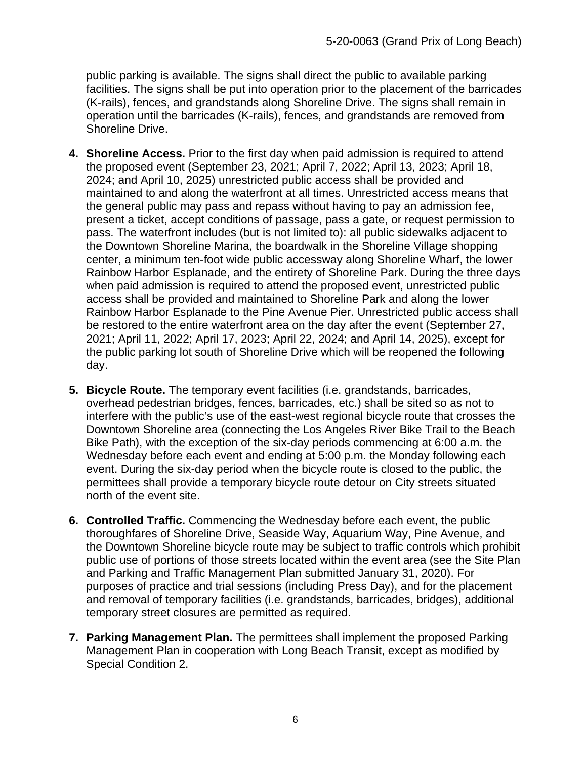public parking is available. The signs shall direct the public to available parking facilities. The signs shall be put into operation prior to the placement of the barricades (K-rails), fences, and grandstands along Shoreline Drive. The signs shall remain in operation until the barricades (K-rails), fences, and grandstands are removed from Shoreline Drive.

4. **Shoreline Access.** Prior to the first day when paid admission is required to attend the proposed event (September 23, 2021; April 7, 2022; April 13, 2023; April 18, 2024; and April 10, 2025) unrestricted public access shall be provided and maintained to and along the waterfront at all times. Unrestricted access means that the general public may pass and repass without having to pay an admission fee, present a ticket, accept conditions of passage, pass a gate, or request permission to pass. The waterfront includes (but is not limited to): all public sidewalks adjacent to the Downtown Shoreline Marina, the boardwalk in the Shoreline Village shopping center, a minimum ten-foot wide public accessway along Shoreline Wharf, the lower Rainbow Harbor Esplanade, and the entirety of Shoreline Park. During the three days when paid admission is required to attend the proposed event, unrestricted public access shall be provided and maintained to Shoreline Park and along the lower Rainbow Harbor Esplanade to the Pine Avenue Pier. Unrestricted public access shall be restored to the entire waterfront area on the day after the event (September 27, 2021; April 11, 2022; April 17, 2023; April 22, 2024; and April 14, 2025), except for the public parking lot south of Shoreline Drive which will be reopened the following day.

5. **Bicycle Route.** The temporary event facilities (i.e. grandstands, barricades, overhead pedestrian bridges, fences, barricades, etc.) shall be sited so as not to interfere with the public's use of the east-west regional bicycle route that crosses the Downtown Shoreline area (connecting the Los Angeles River Bike Trail to the Beach Bike Path), with the exception of the six-day periods commencing at 6:00 a.m. the Wednesday before each event and ending at 5:00 p.m. the Monday following each event. During the six-day period when the bicycle route is closed to the public, the permittees shall provide a temporary bicycle route detour on City streets situated north of the event site.

6. **Controlled Traffic.** Commencing the Wednesday before each event, the public thoroughfares of Shoreline Drive, Seaside Way, Aquarium Way, Pine Avenue, and the Downtown Shoreline bicycle route may be subject to traffic controls which prohibit public use of portions of those streets located within the event area (see the Site Plan and Parking and Traffic Management Plan submitted January 31, 2020). For purposes of practice and trial sessions (including Press Day), and for the placement and removal of temporary facilities (i.e. grandstands, barricades, bridges), additional temporary street closures are permitted as required.

7. **Parking Management Plan.** The permittees shall implement the proposed Parking Management Plan in cooperation with Long Beach Transit, except as modified by Special Condition 2.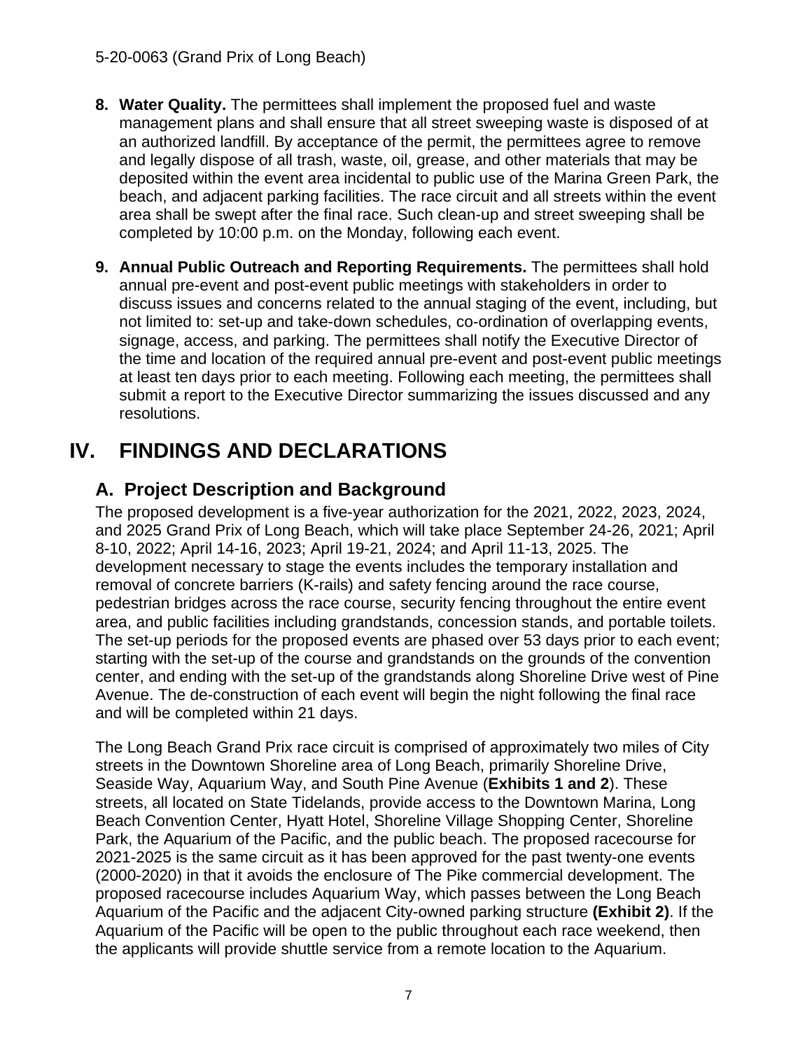8. **Water Quality.** The permittees shall implement the proposed fuel and waste management plans and shall ensure that all street sweeping waste is disposed of at an authorized landfill. By acceptance of the permit, the permittees agree to remove and legally dispose of all trash, waste, oil, grease, and other materials that may be deposited within the event area incidental to public use of the Marina Green Park, the beach, and adjacent parking facilities. The race circuit and all streets within the event area shall be swept after the final race. Such clean-up and street sweeping shall be completed by 10:00 p.m. on the Monday, following each event.

9. **Annual Public Outreach and Reporting Requirements.** The permittees shall hold annual pre-event and post-event public meetings with stakeholders in order to discuss issues and concerns related to the annual staging of the event, including, but not limited to: set-up and take-down schedules, co-ordination of overlapping events, signage, access, and parking. The permittees shall notify the Executive Director of the time and location of the required annual pre-event and post-event public meetings at least ten days prior to each meeting. Following each meeting, the permittees shall submit a report to the Executive Director summarizing the issues discussed and any resolutions.

# IV. FINDINGS AND DECLARATIONS

## A. Project Description and Background

The proposed development is a five-year authorization for the 2021, 2022, 2023, 2024, and 2025 Grand Prix of Long Beach, which will take place September 24-26, 2021; April 8-10, 2022; April 14-16, 2023; April 19-21, 2024; and April 11-13, 2025. The development necessary to stage the events includes the temporary installation and removal of concrete barriers (K-rails) and safety fencing around the race course, pedestrian bridges across the race course, security fencing throughout the entire event area, and public facilities including grandstands, concession stands, and portable toilets. The set-up periods for the proposed events are phased over 53 days prior to each event; starting with the set-up of the course and grandstands on the grounds of the convention center, and ending with the set-up of the grandstands along Shoreline Drive west of Pine Avenue. The de-construction of each event will begin the night following the final race and will be completed within 21 days.

The Long Beach Grand Prix race circuit is comprised of approximately two miles of City streets in the Downtown Shoreline area of Long Beach, primarily Shoreline Drive, Seaside Way, Aquarium Way, and South Pine Avenue (**Exhibits 1 and 2**). These streets, all located on State Tidelands, provide access to the Downtown Marina, Long Beach Convention Center, Hyatt Hotel, Shoreline Village Shopping Center, Shoreline Park, the Aquarium of the Pacific, and the public beach. The proposed racecourse for 2021-2025 is the same circuit as it has been approved for the past twenty-one events (2000-2020) in that it avoids the enclosure of The Pike commercial development. The proposed racecourse includes Aquarium Way, which passes between the Long Beach Aquarium of the Pacific and the adjacent City-owned parking structure **(Exhibit 2)**. If the Aquarium of the Pacific will be open to the public throughout each race weekend, then the applicants will provide shuttle service from a remote location to the Aquarium.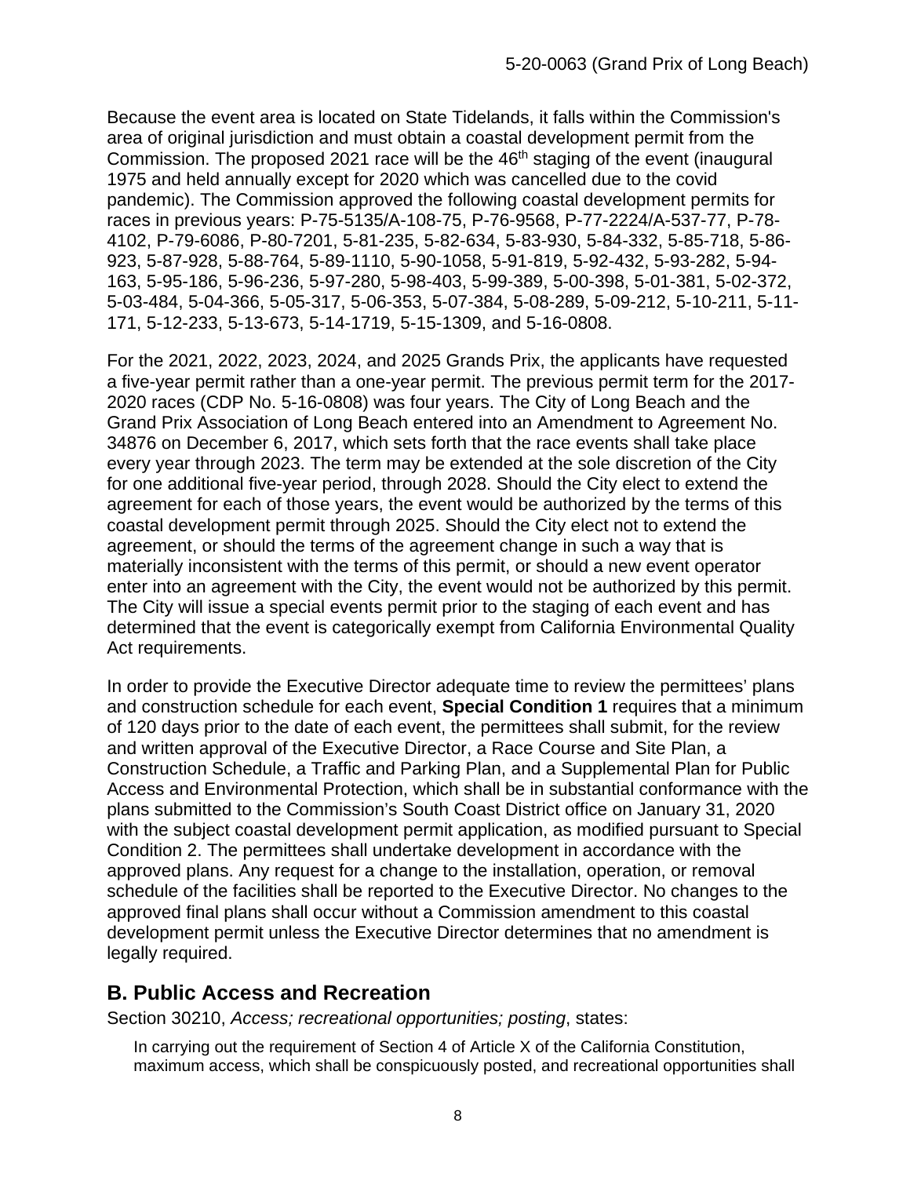Because the event area is located on State Tidelands, it falls within the Commission's area of original jurisdiction and must obtain a coastal development permit from the Commission. The proposed 2021 race will be the 46th staging of the event (inaugural 1975 and held annually except for 2020 which was cancelled due to the covid pandemic). The Commission approved the following coastal development permits for races in previous years: P-75-5135/A-108-75, P-76-9568, P-77-2224/A-537-77, P-78-4102, P-79-6086, P-80-7201, 5-81-235, 5-82-634, 5-83-930, 5-84-332, 5-85-718, 5-86-923, 5-87-928, 5-88-764, 5-89-1110, 5-90-1058, 5-91-819, 5-92-432, 5-93-282, 5-94-163, 5-95-186, 5-96-236, 5-97-280, 5-98-403, 5-99-389, 5-00-398, 5-01-381, 5-02-372, 5-03-484, 5-04-366, 5-05-317, 5-06-353, 5-07-384, 5-08-289, 5-09-212, 5-10-211, 5-11-171, 5-12-233, 5-13-673, 5-14-1719, 5-15-1309, and 5-16-0808.

For the 2021, 2022, 2023, 2024, and 2025 Grands Prix, the applicants have requested a five-year permit rather than a one-year permit. The previous permit term for the 2017-2020 races (CDP No. 5-16-0808) was four years. The City of Long Beach and the Grand Prix Association of Long Beach entered into an Amendment to Agreement No. 34876 on December 6, 2017, which sets forth that the race events shall take place every year through 2023. The term may be extended at the sole discretion of the City for one additional five-year period, through 2028. Should the City elect to extend the agreement for each of those years, the event would be authorized by the terms of this coastal development permit through 2025. Should the City elect not to extend the agreement, or should the terms of the agreement change in such a way that is materially inconsistent with the terms of this permit, or should a new event operator enter into an agreement with the City, the event would not be authorized by this permit. The City will issue a special events permit prior to the staging of each event and has determined that the event is categorically exempt from California Environmental Quality Act requirements.

In order to provide the Executive Director adequate time to review the permittees' plans and construction schedule for each event, **Special Condition 1** requires that a minimum of 120 days prior to the date of each event, the permittees shall submit, for the review and written approval of the Executive Director, a Race Course and Site Plan, a Construction Schedule, a Traffic and Parking Plan, and a Supplemental Plan for Public Access and Environmental Protection, which shall be in substantial conformance with the plans submitted to the Commission's South Coast District office on January 31, 2020 with the subject coastal development permit application, as modified pursuant to Special Condition 2. The permittees shall undertake development in accordance with the approved plans. Any request for a change to the installation, operation, or removal schedule of the facilities shall be reported to the Executive Director. No changes to the approved final plans shall occur without a Commission amendment to this coastal development permit unless the Executive Director determines that no amendment is legally required.

## B. Public Access and Recreation

Section 30210, *Access; recreational opportunities; posting*, states:

> In carrying out the requirement of Section 4 of Article X of the California Constitution, maximum access, which shall be conspicuously posted, and recreational opportunities shall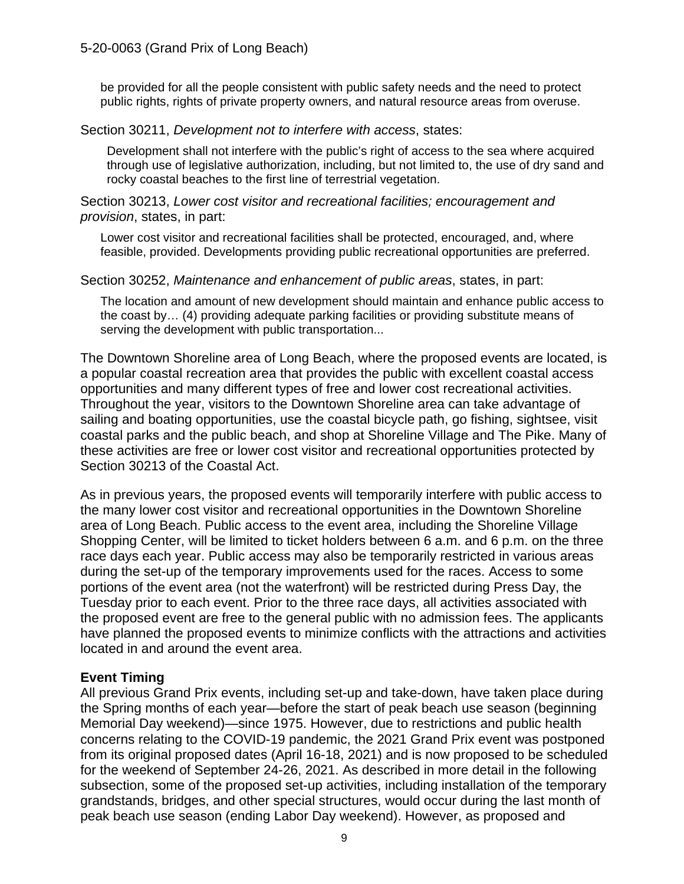be provided for all the people consistent with public safety needs and the need to protect public rights, rights of private property owners, and natural resource areas from overuse.

Section 30211, *Development not to interfere with access*, states:

> Development shall not interfere with the public's right of access to the sea where acquired through use of legislative authorization, including, but not limited to, the use of dry sand and rocky coastal beaches to the first line of terrestrial vegetation.

Section 30213, *Lower cost visitor and recreational facilities; encouragement and provision*, states, in part:

> Lower cost visitor and recreational facilities shall be protected, encouraged, and, where feasible, provided. Developments providing public recreational opportunities are preferred.

Section 30252, *Maintenance and enhancement of public areas*, states, in part:

> The location and amount of new development should maintain and enhance public access to the coast by… (4) providing adequate parking facilities or providing substitute means of serving the development with public transportation...

The Downtown Shoreline area of Long Beach, where the proposed events are located, is a popular coastal recreation area that provides the public with excellent coastal access opportunities and many different types of free and lower cost recreational activities. Throughout the year, visitors to the Downtown Shoreline area can take advantage of sailing and boating opportunities, use the coastal bicycle path, go fishing, sightsee, visit coastal parks and the public beach, and shop at Shoreline Village and The Pike. Many of these activities are free or lower cost visitor and recreational opportunities protected by Section 30213 of the Coastal Act.

As in previous years, the proposed events will temporarily interfere with public access to the many lower cost visitor and recreational opportunities in the Downtown Shoreline area of Long Beach. Public access to the event area, including the Shoreline Village Shopping Center, will be limited to ticket holders between 6 a.m. and 6 p.m. on the three race days each year. Public access may also be temporarily restricted in various areas during the set-up of the temporary improvements used for the races. Access to some portions of the event area (not the waterfront) will be restricted during Press Day, the Tuesday prior to each event. Prior to the three race days, all activities associated with the proposed event are free to the general public with no admission fees. The applicants have planned the proposed events to minimize conflicts with the attractions and activities located in and around the event area.

**Event Timing**

All previous Grand Prix events, including set-up and take-down, have taken place during the Spring months of each year—before the start of peak beach use season (beginning Memorial Day weekend)—since 1975. However, due to restrictions and public health concerns relating to the COVID-19 pandemic, the 2021 Grand Prix event was postponed from its original proposed dates (April 16-18, 2021) and is now proposed to be scheduled for the weekend of September 24-26, 2021. As described in more detail in the following subsection, some of the proposed set-up activities, including installation of the temporary grandstands, bridges, and other special structures, would occur during the last month of peak beach use season (ending Labor Day weekend). However, as proposed and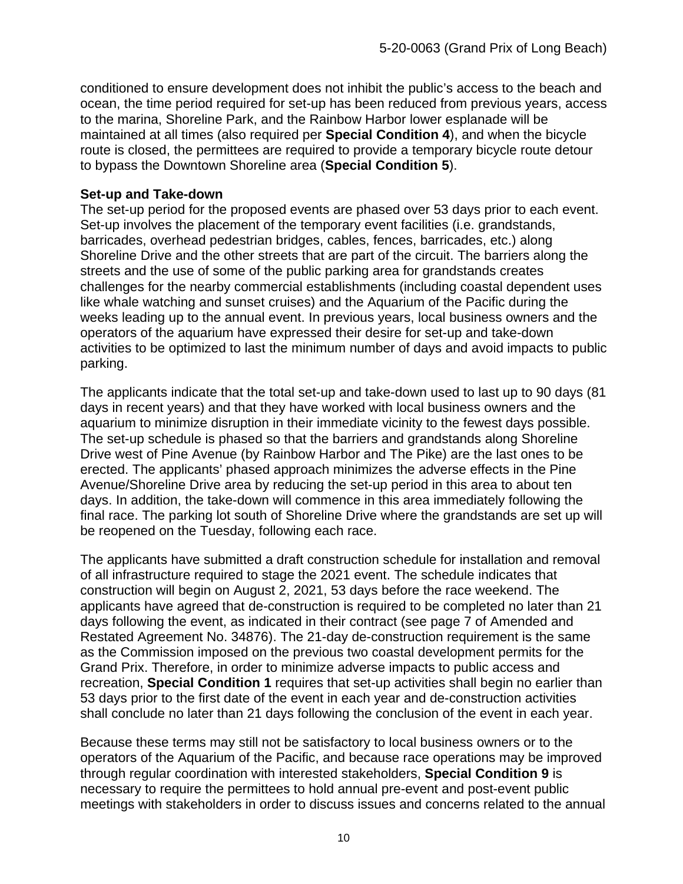conditioned to ensure development does not inhibit the public's access to the beach and ocean, the time period required for set-up has been reduced from previous years, access to the marina, Shoreline Park, and the Rainbow Harbor lower esplanade will be maintained at all times (also required per **Special Condition 4**), and when the bicycle route is closed, the permittees are required to provide a temporary bicycle route detour to bypass the Downtown Shoreline area (**Special Condition 5**).

**Set-up and Take-down**

The set-up period for the proposed events are phased over 53 days prior to each event. Set-up involves the placement of the temporary event facilities (i.e. grandstands, barricades, overhead pedestrian bridges, cables, fences, barricades, etc.) along Shoreline Drive and the other streets that are part of the circuit. The barriers along the streets and the use of some of the public parking area for grandstands creates challenges for the nearby commercial establishments (including coastal dependent uses like whale watching and sunset cruises) and the Aquarium of the Pacific during the weeks leading up to the annual event. In previous years, local business owners and the operators of the aquarium have expressed their desire for set-up and take-down activities to be optimized to last the minimum number of days and avoid impacts to public parking.

The applicants indicate that the total set-up and take-down used to last up to 90 days (81 days in recent years) and that they have worked with local business owners and the aquarium to minimize disruption in their immediate vicinity to the fewest days possible. The set-up schedule is phased so that the barriers and grandstands along Shoreline Drive west of Pine Avenue (by Rainbow Harbor and The Pike) are the last ones to be erected. The applicants' phased approach minimizes the adverse effects in the Pine Avenue/Shoreline Drive area by reducing the set-up period in this area to about ten days. In addition, the take-down will commence in this area immediately following the final race. The parking lot south of Shoreline Drive where the grandstands are set up will be reopened on the Tuesday, following each race.

The applicants have submitted a draft construction schedule for installation and removal of all infrastructure required to stage the 2021 event. The schedule indicates that construction will begin on August 2, 2021, 53 days before the race weekend. The applicants have agreed that de-construction is required to be completed no later than 21 days following the event, as indicated in their contract (see page 7 of Amended and Restated Agreement No. 34876). The 21-day de-construction requirement is the same as the Commission imposed on the previous two coastal development permits for the Grand Prix. Therefore, in order to minimize adverse impacts to public access and recreation, **Special Condition 1** requires that set-up activities shall begin no earlier than 53 days prior to the first date of the event in each year and de-construction activities shall conclude no later than 21 days following the conclusion of the event in each year.

Because these terms may still not be satisfactory to local business owners or to the operators of the Aquarium of the Pacific, and because race operations may be improved through regular coordination with interested stakeholders, **Special Condition 9** is necessary to require the permittees to hold annual pre-event and post-event public meetings with stakeholders in order to discuss issues and concerns related to the annual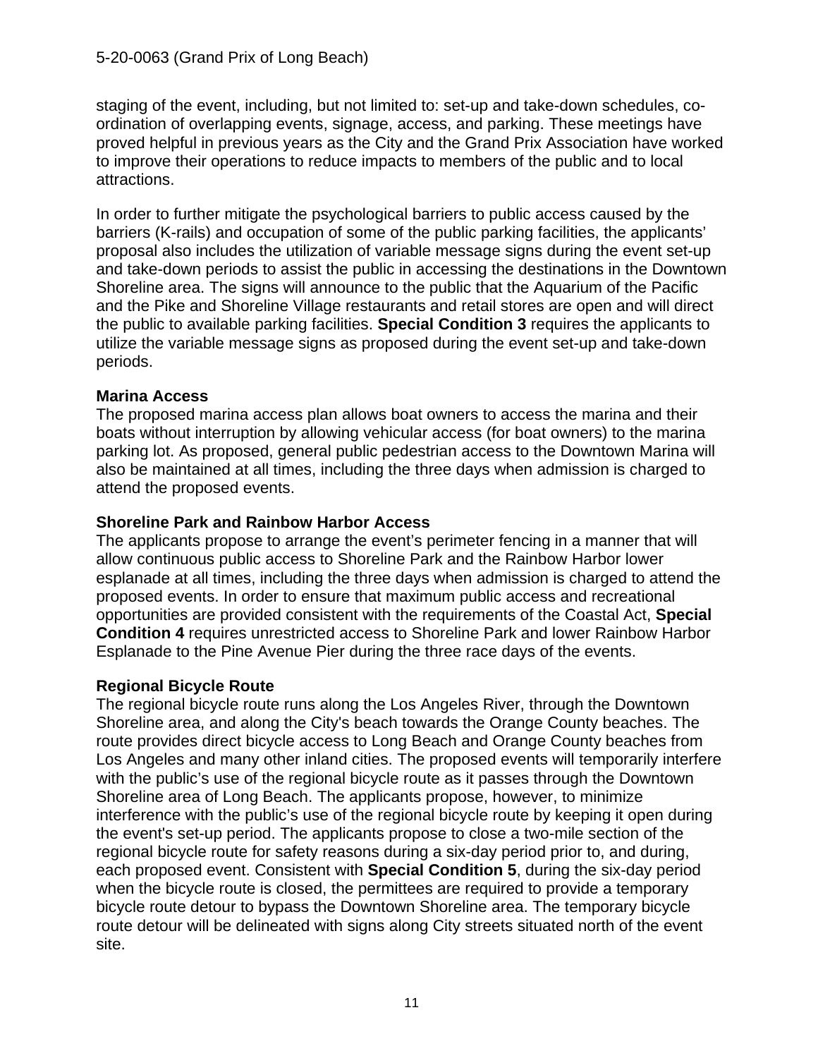staging of the event, including, but not limited to: set-up and take-down schedules, co-ordination of overlapping events, signage, access, and parking. These meetings have proved helpful in previous years as the City and the Grand Prix Association have worked to improve their operations to reduce impacts to members of the public and to local attractions.

In order to further mitigate the psychological barriers to public access caused by the barriers (K-rails) and occupation of some of the public parking facilities, the applicants' proposal also includes the utilization of variable message signs during the event set-up and take-down periods to assist the public in accessing the destinations in the Downtown Shoreline area. The signs will announce to the public that the Aquarium of the Pacific and the Pike and Shoreline Village restaurants and retail stores are open and will direct the public to available parking facilities. **Special Condition 3** requires the applicants to utilize the variable message signs as proposed during the event set-up and take-down periods.

**Marina Access**
The proposed marina access plan allows boat owners to access the marina and their boats without interruption by allowing vehicular access (for boat owners) to the marina parking lot. As proposed, general public pedestrian access to the Downtown Marina will also be maintained at all times, including the three days when admission is charged to attend the proposed events.

**Shoreline Park and Rainbow Harbor Access**
The applicants propose to arrange the event's perimeter fencing in a manner that will allow continuous public access to Shoreline Park and the Rainbow Harbor lower esplanade at all times, including the three days when admission is charged to attend the proposed events. In order to ensure that maximum public access and recreational opportunities are provided consistent with the requirements of the Coastal Act, **Special Condition 4** requires unrestricted access to Shoreline Park and lower Rainbow Harbor Esplanade to the Pine Avenue Pier during the three race days of the events.

**Regional Bicycle Route**
The regional bicycle route runs along the Los Angeles River, through the Downtown Shoreline area, and along the City's beach towards the Orange County beaches. The route provides direct bicycle access to Long Beach and Orange County beaches from Los Angeles and many other inland cities. The proposed events will temporarily interfere with the public's use of the regional bicycle route as it passes through the Downtown Shoreline area of Long Beach. The applicants propose, however, to minimize interference with the public's use of the regional bicycle route by keeping it open during the event's set-up period. The applicants propose to close a two-mile section of the regional bicycle route for safety reasons during a six-day period prior to, and during, each proposed event. Consistent with **Special Condition 5**, during the six-day period when the bicycle route is closed, the permittees are required to provide a temporary bicycle route detour to bypass the Downtown Shoreline area. The temporary bicycle route detour will be delineated with signs along City streets situated north of the event site.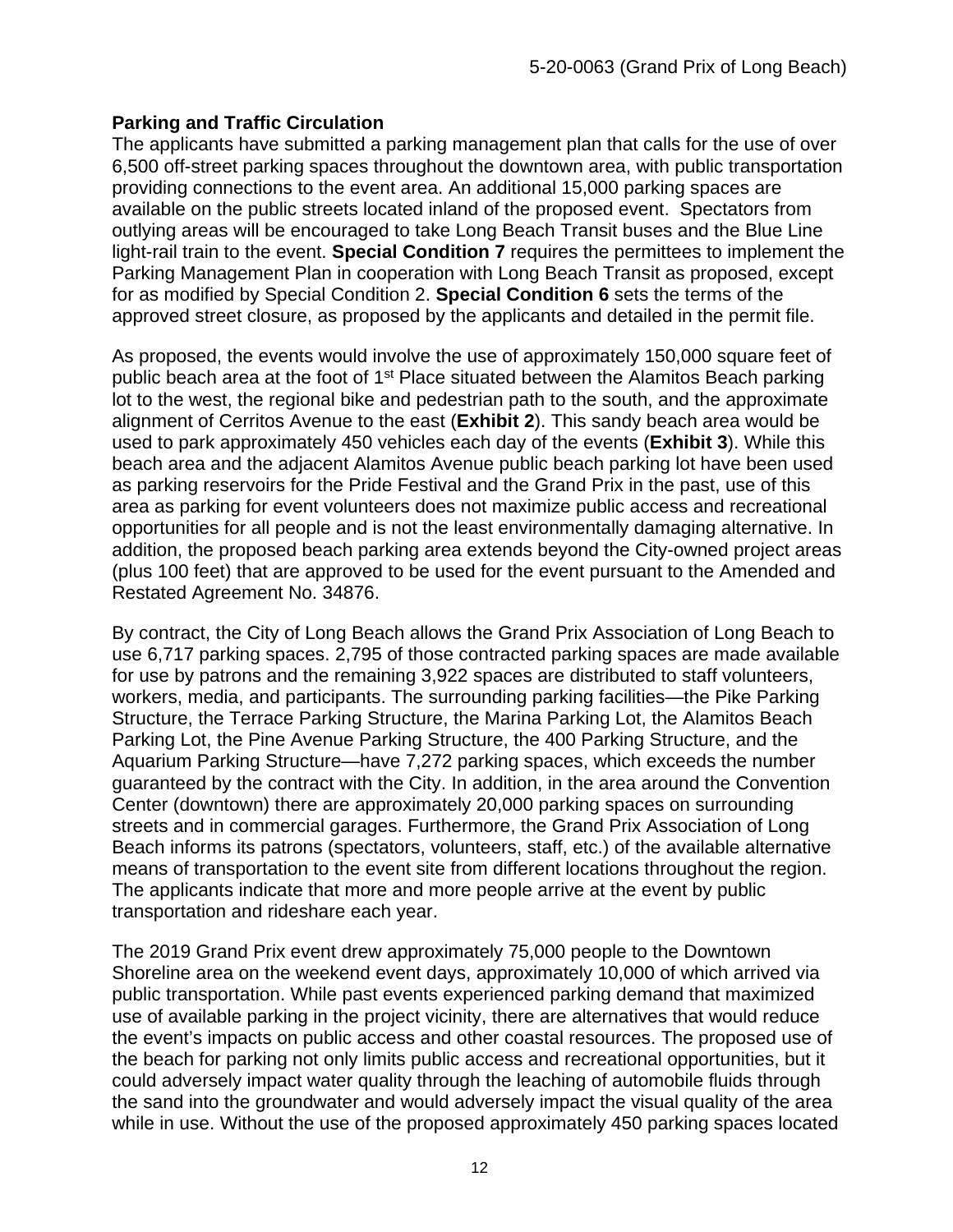**Parking and Traffic Circulation**

The applicants have submitted a parking management plan that calls for the use of over 6,500 off-street parking spaces throughout the downtown area, with public transportation providing connections to the event area. An additional 15,000 parking spaces are available on the public streets located inland of the proposed event. Spectators from outlying areas will be encouraged to take Long Beach Transit buses and the Blue Line light-rail train to the event. **Special Condition 7** requires the permittees to implement the Parking Management Plan in cooperation with Long Beach Transit as proposed, except for as modified by Special Condition 2. **Special Condition 6** sets the terms of the approved street closure, as proposed by the applicants and detailed in the permit file.

As proposed, the events would involve the use of approximately 150,000 square feet of public beach area at the foot of 1st Place situated between the Alamitos Beach parking lot to the west, the regional bike and pedestrian path to the south, and the approximate alignment of Cerritos Avenue to the east (**Exhibit 2**). This sandy beach area would be used to park approximately 450 vehicles each day of the events (**Exhibit 3**). While this beach area and the adjacent Alamitos Avenue public beach parking lot have been used as parking reservoirs for the Pride Festival and the Grand Prix in the past, use of this area as parking for event volunteers does not maximize public access and recreational opportunities for all people and is not the least environmentally damaging alternative. In addition, the proposed beach parking area extends beyond the City-owned project areas (plus 100 feet) that are approved to be used for the event pursuant to the Amended and Restated Agreement No. 34876.

By contract, the City of Long Beach allows the Grand Prix Association of Long Beach to use 6,717 parking spaces. 2,795 of those contracted parking spaces are made available for use by patrons and the remaining 3,922 spaces are distributed to staff volunteers, workers, media, and participants. The surrounding parking facilities—the Pike Parking Structure, the Terrace Parking Structure, the Marina Parking Lot, the Alamitos Beach Parking Lot, the Pine Avenue Parking Structure, the 400 Parking Structure, and the Aquarium Parking Structure—have 7,272 parking spaces, which exceeds the number guaranteed by the contract with the City. In addition, in the area around the Convention Center (downtown) there are approximately 20,000 parking spaces on surrounding streets and in commercial garages. Furthermore, the Grand Prix Association of Long Beach informs its patrons (spectators, volunteers, staff, etc.) of the available alternative means of transportation to the event site from different locations throughout the region. The applicants indicate that more and more people arrive at the event by public transportation and rideshare each year.

The 2019 Grand Prix event drew approximately 75,000 people to the Downtown Shoreline area on the weekend event days, approximately 10,000 of which arrived via public transportation. While past events experienced parking demand that maximized use of available parking in the project vicinity, there are alternatives that would reduce the event's impacts on public access and other coastal resources. The proposed use of the beach for parking not only limits public access and recreational opportunities, but it could adversely impact water quality through the leaching of automobile fluids through the sand into the groundwater and would adversely impact the visual quality of the area while in use. Without the use of the proposed approximately 450 parking spaces located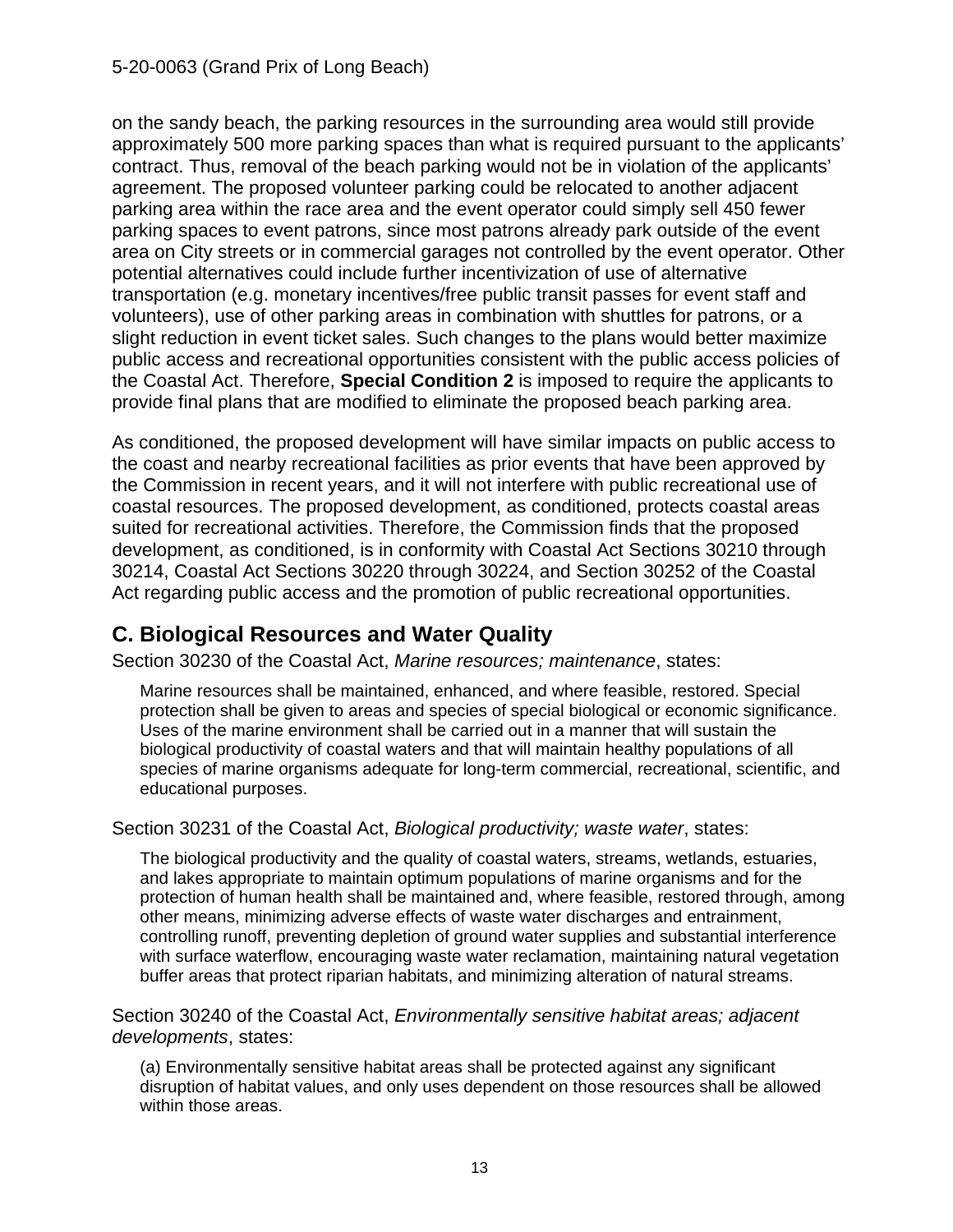on the sandy beach, the parking resources in the surrounding area would still provide approximately 500 more parking spaces than what is required pursuant to the applicants' contract. Thus, removal of the beach parking would not be in violation of the applicants' agreement. The proposed volunteer parking could be relocated to another adjacent parking area within the race area and the event operator could simply sell 450 fewer parking spaces to event patrons, since most patrons already park outside of the event area on City streets or in commercial garages not controlled by the event operator. Other potential alternatives could include further incentivization of use of alternative transportation (e.g. monetary incentives/free public transit passes for event staff and volunteers), use of other parking areas in combination with shuttles for patrons, or a slight reduction in event ticket sales. Such changes to the plans would better maximize public access and recreational opportunities consistent with the public access policies of the Coastal Act. Therefore, **Special Condition 2** is imposed to require the applicants to provide final plans that are modified to eliminate the proposed beach parking area.

As conditioned, the proposed development will have similar impacts on public access to the coast and nearby recreational facilities as prior events that have been approved by the Commission in recent years, and it will not interfere with public recreational use of coastal resources. The proposed development, as conditioned, protects coastal areas suited for recreational activities. Therefore, the Commission finds that the proposed development, as conditioned, is in conformity with Coastal Act Sections 30210 through 30214, Coastal Act Sections 30220 through 30224, and Section 30252 of the Coastal Act regarding public access and the promotion of public recreational opportunities.

## C. Biological Resources and Water Quality

Section 30230 of the Coastal Act, *Marine resources; maintenance*, states:

> Marine resources shall be maintained, enhanced, and where feasible, restored. Special protection shall be given to areas and species of special biological or economic significance. Uses of the marine environment shall be carried out in a manner that will sustain the biological productivity of coastal waters and that will maintain healthy populations of all species of marine organisms adequate for long-term commercial, recreational, scientific, and educational purposes.

Section 30231 of the Coastal Act, *Biological productivity; waste water*, states:

> The biological productivity and the quality of coastal waters, streams, wetlands, estuaries, and lakes appropriate to maintain optimum populations of marine organisms and for the protection of human health shall be maintained and, where feasible, restored through, among other means, minimizing adverse effects of waste water discharges and entrainment, controlling runoff, preventing depletion of ground water supplies and substantial interference with surface waterflow, encouraging waste water reclamation, maintaining natural vegetation buffer areas that protect riparian habitats, and minimizing alteration of natural streams.

Section 30240 of the Coastal Act, *Environmentally sensitive habitat areas; adjacent developments*, states:

> (a) Environmentally sensitive habitat areas shall be protected against any significant disruption of habitat values, and only uses dependent on those resources shall be allowed within those areas.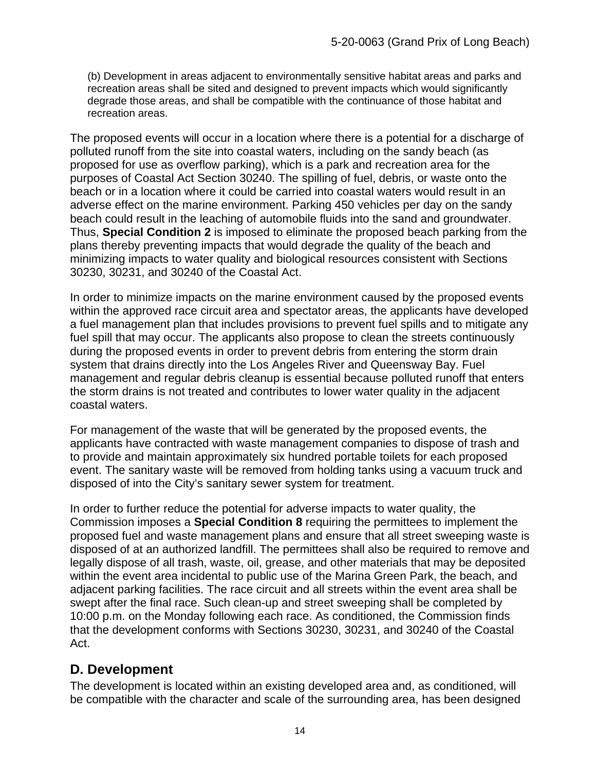> (b) Development in areas adjacent to environmentally sensitive habitat areas and parks and recreation areas shall be sited and designed to prevent impacts which would significantly degrade those areas, and shall be compatible with the continuance of those habitat and recreation areas.

The proposed events will occur in a location where there is a potential for a discharge of polluted runoff from the site into coastal waters, including on the sandy beach (as proposed for use as overflow parking), which is a park and recreation area for the purposes of Coastal Act Section 30240. The spilling of fuel, debris, or waste onto the beach or in a location where it could be carried into coastal waters would result in an adverse effect on the marine environment. Parking 450 vehicles per day on the sandy beach could result in the leaching of automobile fluids into the sand and groundwater. Thus, **Special Condition 2** is imposed to eliminate the proposed beach parking from the plans thereby preventing impacts that would degrade the quality of the beach and minimizing impacts to water quality and biological resources consistent with Sections 30230, 30231, and 30240 of the Coastal Act.

In order to minimize impacts on the marine environment caused by the proposed events within the approved race circuit area and spectator areas, the applicants have developed a fuel management plan that includes provisions to prevent fuel spills and to mitigate any fuel spill that may occur. The applicants also propose to clean the streets continuously during the proposed events in order to prevent debris from entering the storm drain system that drains directly into the Los Angeles River and Queensway Bay. Fuel management and regular debris cleanup is essential because polluted runoff that enters the storm drains is not treated and contributes to lower water quality in the adjacent coastal waters.

For management of the waste that will be generated by the proposed events, the applicants have contracted with waste management companies to dispose of trash and to provide and maintain approximately six hundred portable toilets for each proposed event. The sanitary waste will be removed from holding tanks using a vacuum truck and disposed of into the City's sanitary sewer system for treatment.

In order to further reduce the potential for adverse impacts to water quality, the Commission imposes a **Special Condition 8** requiring the permittees to implement the proposed fuel and waste management plans and ensure that all street sweeping waste is disposed of at an authorized landfill. The permittees shall also be required to remove and legally dispose of all trash, waste, oil, grease, and other materials that may be deposited within the event area incidental to public use of the Marina Green Park, the beach, and adjacent parking facilities. The race circuit and all streets within the event area shall be swept after the final race. Such clean-up and street sweeping shall be completed by 10:00 p.m. on the Monday following each race. As conditioned, the Commission finds that the development conforms with Sections 30230, 30231, and 30240 of the Coastal Act.

## D. Development

The development is located within an existing developed area and, as conditioned, will be compatible with the character and scale of the surrounding area, has been designed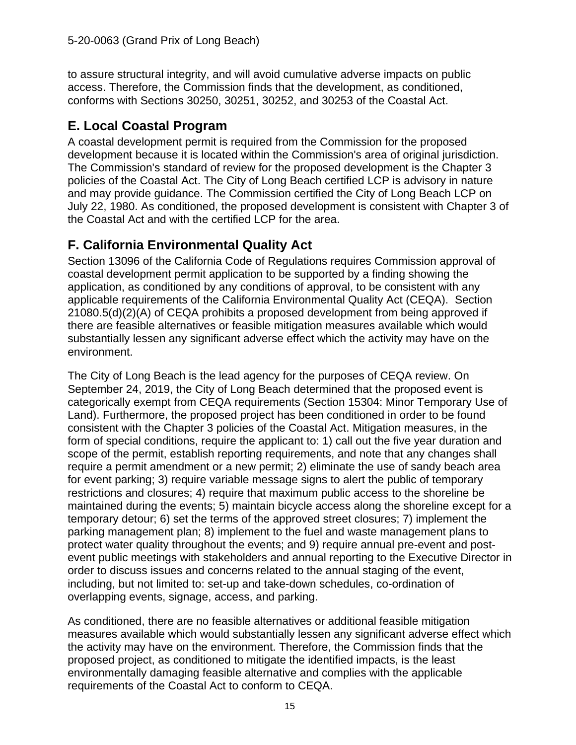to assure structural integrity, and will avoid cumulative adverse impacts on public access. Therefore, the Commission finds that the development, as conditioned, conforms with Sections 30250, 30251, 30252, and 30253 of the Coastal Act.

## E. Local Coastal Program

A coastal development permit is required from the Commission for the proposed development because it is located within the Commission's area of original jurisdiction. The Commission's standard of review for the proposed development is the Chapter 3 policies of the Coastal Act. The City of Long Beach certified LCP is advisory in nature and may provide guidance. The Commission certified the City of Long Beach LCP on July 22, 1980. As conditioned, the proposed development is consistent with Chapter 3 of the Coastal Act and with the certified LCP for the area.

## F. California Environmental Quality Act

Section 13096 of the California Code of Regulations requires Commission approval of coastal development permit application to be supported by a finding showing the application, as conditioned by any conditions of approval, to be consistent with any applicable requirements of the California Environmental Quality Act (CEQA). Section 21080.5(d)(2)(A) of CEQA prohibits a proposed development from being approved if there are feasible alternatives or feasible mitigation measures available which would substantially lessen any significant adverse effect which the activity may have on the environment.

The City of Long Beach is the lead agency for the purposes of CEQA review. On September 24, 2019, the City of Long Beach determined that the proposed event is categorically exempt from CEQA requirements (Section 15304: Minor Temporary Use of Land). Furthermore, the proposed project has been conditioned in order to be found consistent with the Chapter 3 policies of the Coastal Act. Mitigation measures, in the form of special conditions, require the applicant to: 1) call out the five year duration and scope of the permit, establish reporting requirements, and note that any changes shall require a permit amendment or a new permit; 2) eliminate the use of sandy beach area for event parking; 3) require variable message signs to alert the public of temporary restrictions and closures; 4) require that maximum public access to the shoreline be maintained during the events; 5) maintain bicycle access along the shoreline except for a temporary detour; 6) set the terms of the approved street closures; 7) implement the parking management plan; 8) implement to the fuel and waste management plans to protect water quality throughout the events; and 9) require annual pre-event and post-event public meetings with stakeholders and annual reporting to the Executive Director in order to discuss issues and concerns related to the annual staging of the event, including, but not limited to: set-up and take-down schedules, co-ordination of overlapping events, signage, access, and parking.

As conditioned, there are no feasible alternatives or additional feasible mitigation measures available which would substantially lessen any significant adverse effect which the activity may have on the environment. Therefore, the Commission finds that the proposed project, as conditioned to mitigate the identified impacts, is the least environmentally damaging feasible alternative and complies with the applicable requirements of the Coastal Act to conform to CEQA.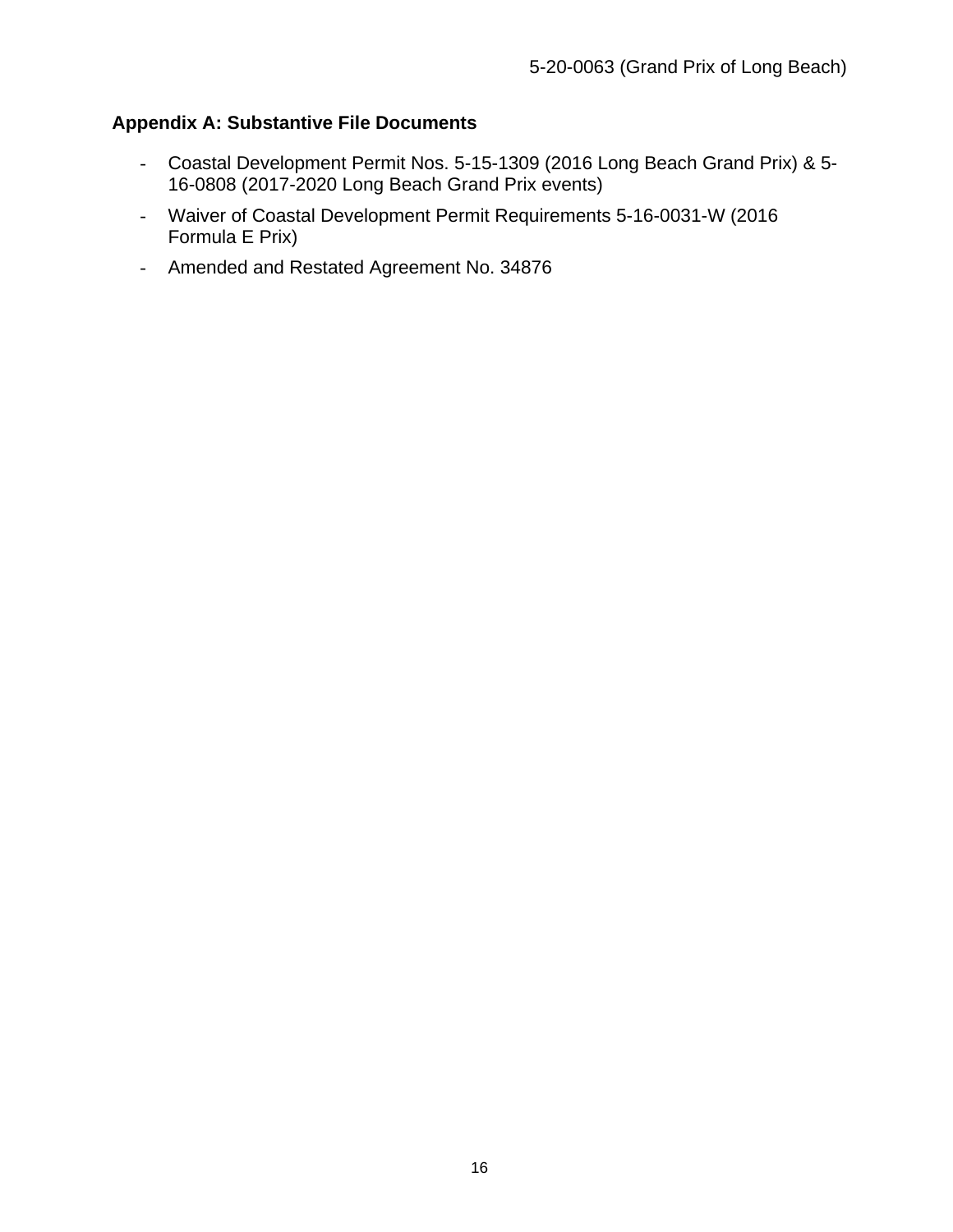## Appendix A: Substantive File Documents

- Coastal Development Permit Nos. 5-15-1309 (2016 Long Beach Grand Prix) & 5-16-0808 (2017-2020 Long Beach Grand Prix events)
- Waiver of Coastal Development Permit Requirements 5-16-0031-W (2016 Formula E Prix)
- Amended and Restated Agreement No. 34876